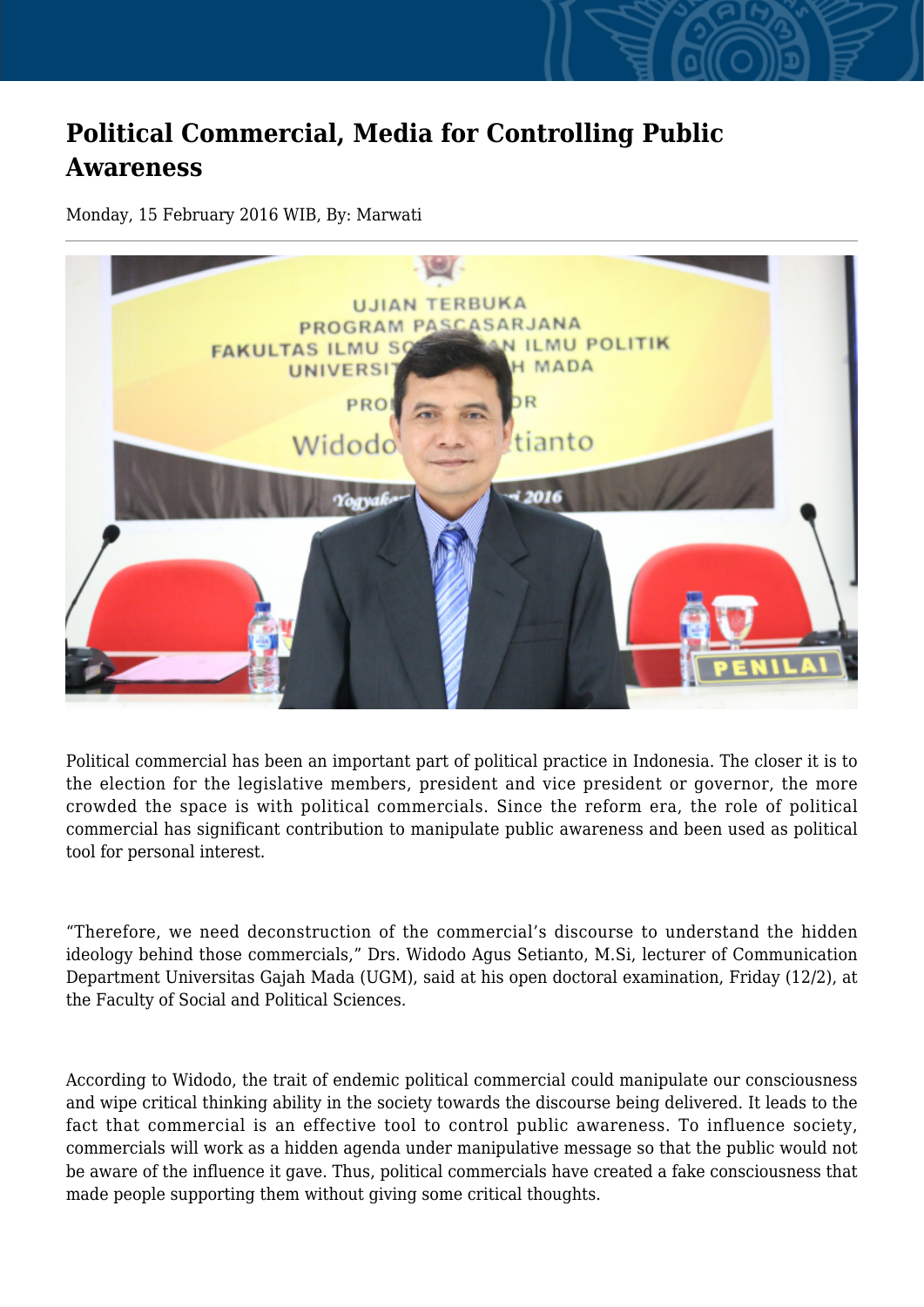# Political Commercial, Media for Controlling Public Awareness

Monday, 15 February 2016 WIB, By: Marwati

Political commercial has been an important part of political practice in Indonesia. The closer it is to the election for the legislative members, president and vice president or governor, the more crowded the space is with political commercials. Since the reform era, the role of political commercial has significant contribution to manipulate public awareness and been used as political tool for personal interest.

"Therefore, we need deconstruction of the commercial's discourse to understand the hidden ideology behind those commercials," Drs. Widodo Agus Setianto, M.Si, lecturer of Communication Department Universitas Gajah Mada (UGM), said at his open doctoral examination, Friday (12/2), at the Faculty of Social and Political Sciences.

According to Widodo, the trait of endemic political commercial could manipulate our consciousness and wipe critical thinking ability in the society towards the discourse being delivered. It leads to the fact that commercial is an effective tool to control public awareness. To influence society, commercials will work as a hidden agenda under manipulative message so that the public would not be aware of the influence it gave. Thus, political commercials have created a fake consciousness that made people supporting them without giving some critical thoughts.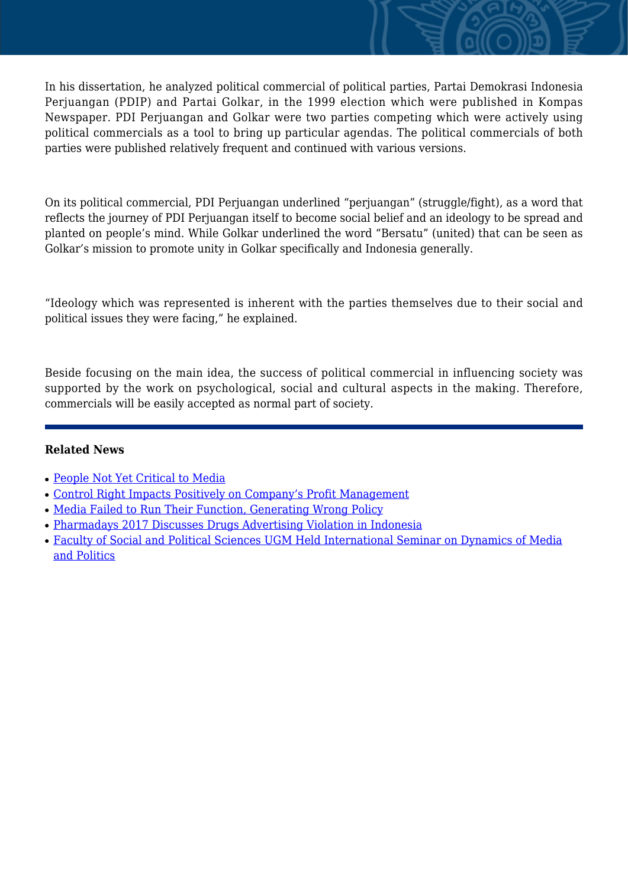In his dissertation, he analyzed political commercial of political parties, Partai Demokrasi Indonesia Perjuangan (PDIP) and Partai Golkar, in the 1999 election which were published in Kompas Newspaper. PDI Perjuangan and Golkar were two parties competing which were actively using political commercials as a tool to bring up particular agendas. The political commercials of both parties were published relatively frequent and continued with various versions.

On its political commercial, PDI Perjuangan underlined “perjuangan” (struggle/fight), as a word that reflects the journey of PDI Perjuangan itself to become social belief and an ideology to be spread and planted on people’s mind. While Golkar underlined the word “Bersatu” (united) that can be seen as Golkar’s mission to promote unity in Golkar specifically and Indonesia generally.

“Ideology which was represented is inherent with the parties themselves due to their social and political issues they were facing,” he explained.

Beside focusing on the main idea, the success of political commercial in influencing society was supported by the work on psychological, social and cultural aspects in the making. Therefore, commercials will be easily accepted as normal part of society.

---

**Related News**

- People Not Yet Critical to Media
- Control Right Impacts Positively on Company’s Profit Management
- Media Failed to Run Their Function, Generating Wrong Policy
- Pharmadays 2017 Discusses Drugs Advertising Violation in Indonesia
- Faculty of Social and Political Sciences UGM Held International Seminar on Dynamics of Media and Politics